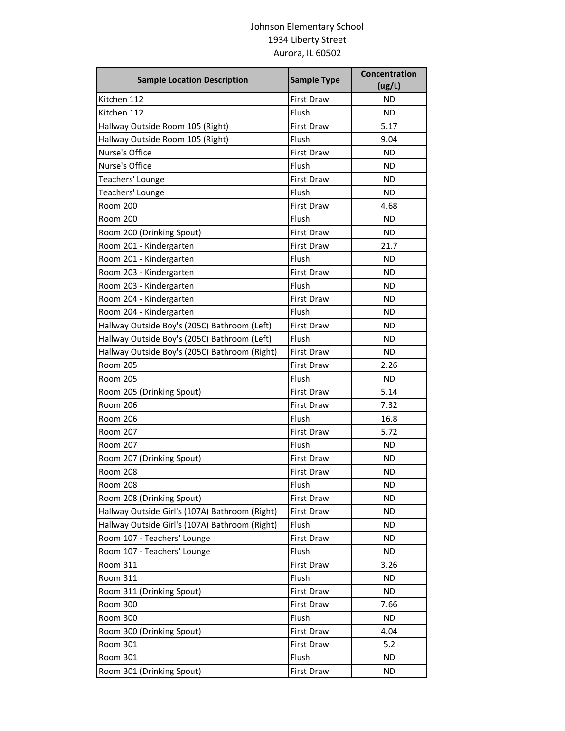Johnson Elementary School
1934 Liberty Street
Aurora, IL 60502

| Sample Location Description | Sample Type | Concentration (ug/L) |
|---|---|---|
| Kitchen 112 | First Draw | ND |
| Kitchen 112 | Flush | ND |
| Hallway Outside Room 105 (Right) | First Draw | 5.17 |
| Hallway Outside Room 105 (Right) | Flush | 9.04 |
| Nurse's Office | First Draw | ND |
| Nurse's Office | Flush | ND |
| Teachers' Lounge | First Draw | ND |
| Teachers' Lounge | Flush | ND |
| Room 200 | First Draw | 4.68 |
| Room 200 | Flush | ND |
| Room 200 (Drinking Spout) | First Draw | ND |
| Room 201 - Kindergarten | First Draw | 21.7 |
| Room 201 - Kindergarten | Flush | ND |
| Room 203 - Kindergarten | First Draw | ND |
| Room 203 - Kindergarten | Flush | ND |
| Room 204 - Kindergarten | First Draw | ND |
| Room 204 - Kindergarten | Flush | ND |
| Hallway Outside Boy's (205C) Bathroom (Left) | First Draw | ND |
| Hallway Outside Boy's (205C) Bathroom (Left) | Flush | ND |
| Hallway Outside Boy's (205C) Bathroom (Right) | First Draw | ND |
| Room 205 | First Draw | 2.26 |
| Room 205 | Flush | ND |
| Room 205 (Drinking Spout) | First Draw | 5.14 |
| Room 206 | First Draw | 7.32 |
| Room 206 | Flush | 16.8 |
| Room 207 | First Draw | 5.72 |
| Room 207 | Flush | ND |
| Room 207 (Drinking Spout) | First Draw | ND |
| Room 208 | First Draw | ND |
| Room 208 | Flush | ND |
| Room 208 (Drinking Spout) | First Draw | ND |
| Hallway Outside Girl's (107A) Bathroom (Right) | First Draw | ND |
| Hallway Outside Girl's (107A) Bathroom (Right) | Flush | ND |
| Room 107 - Teachers' Lounge | First Draw | ND |
| Room 107 - Teachers' Lounge | Flush | ND |
| Room 311 | First Draw | 3.26 |
| Room 311 | Flush | ND |
| Room 311 (Drinking Spout) | First Draw | ND |
| Room 300 | First Draw | 7.66 |
| Room 300 | Flush | ND |
| Room 300 (Drinking Spout) | First Draw | 4.04 |
| Room 301 | First Draw | 5.2 |
| Room 301 | Flush | ND |
| Room 301 (Drinking Spout) | First Draw | ND |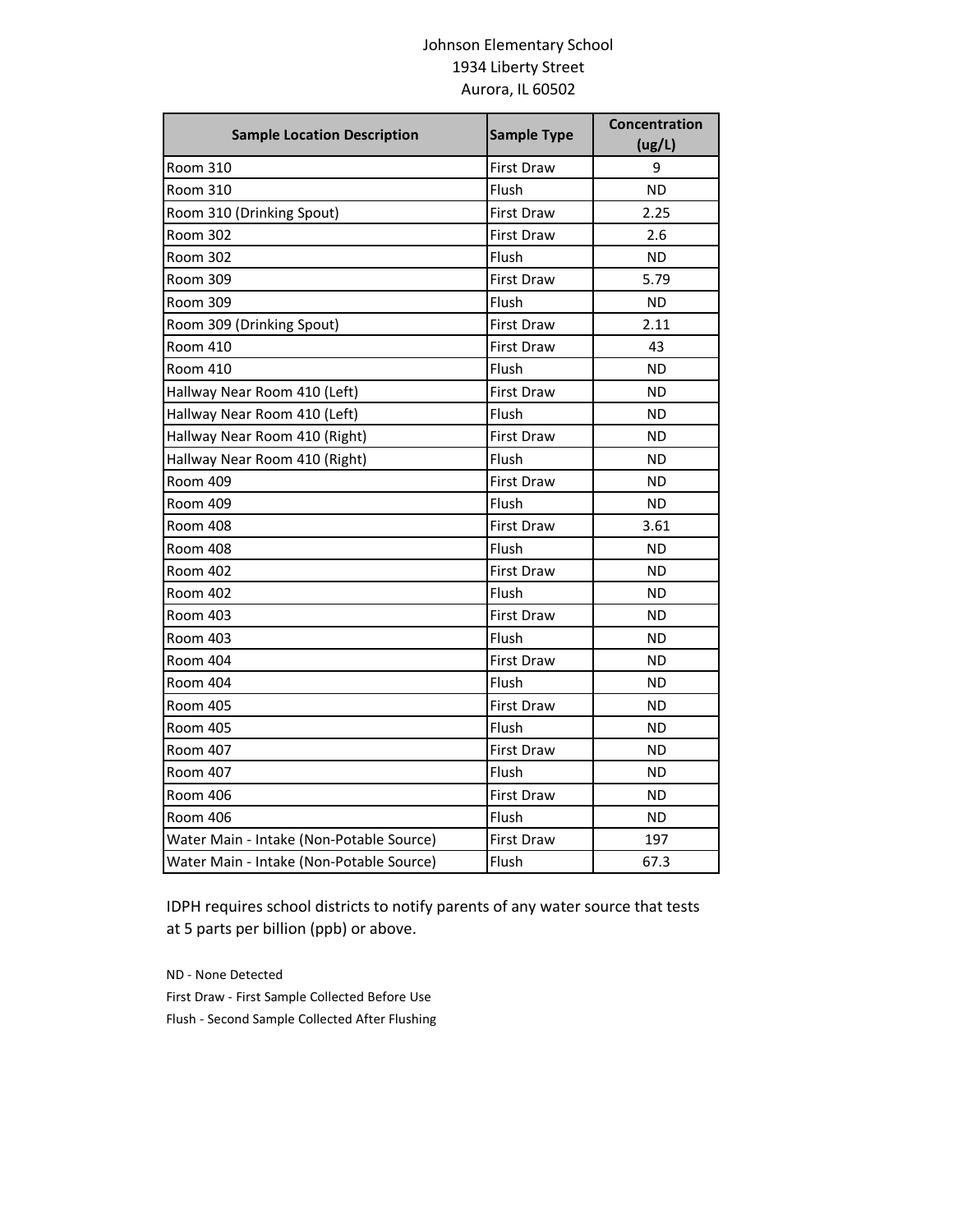Johnson Elementary School
1934 Liberty Street
Aurora, IL 60502

| Sample Location Description | Sample Type | Concentration (ug/L) |
|---|---|---|
| Room 310 | First Draw | 9 |
| Room 310 | Flush | ND |
| Room 310 (Drinking Spout) | First Draw | 2.25 |
| Room 302 | First Draw | 2.6 |
| Room 302 | Flush | ND |
| Room 309 | First Draw | 5.79 |
| Room 309 | Flush | ND |
| Room 309 (Drinking Spout) | First Draw | 2.11 |
| Room 410 | First Draw | 43 |
| Room 410 | Flush | ND |
| Hallway Near Room 410 (Left) | First Draw | ND |
| Hallway Near Room 410 (Left) | Flush | ND |
| Hallway Near Room 410 (Right) | First Draw | ND |
| Hallway Near Room 410 (Right) | Flush | ND |
| Room 409 | First Draw | ND |
| Room 409 | Flush | ND |
| Room 408 | First Draw | 3.61 |
| Room 408 | Flush | ND |
| Room 402 | First Draw | ND |
| Room 402 | Flush | ND |
| Room 403 | First Draw | ND |
| Room 403 | Flush | ND |
| Room 404 | First Draw | ND |
| Room 404 | Flush | ND |
| Room 405 | First Draw | ND |
| Room 405 | Flush | ND |
| Room 407 | First Draw | ND |
| Room 407 | Flush | ND |
| Room 406 | First Draw | ND |
| Room 406 | Flush | ND |
| Water Main - Intake (Non-Potable Source) | First Draw | 197 |
| Water Main - Intake (Non-Potable Source) | Flush | 67.3 |

IDPH requires school districts to notify parents of any water source that tests at 5 parts per billion (ppb) or above.

ND - None Detected

First Draw - First Sample Collected Before Use

Flush - Second Sample Collected After Flushing